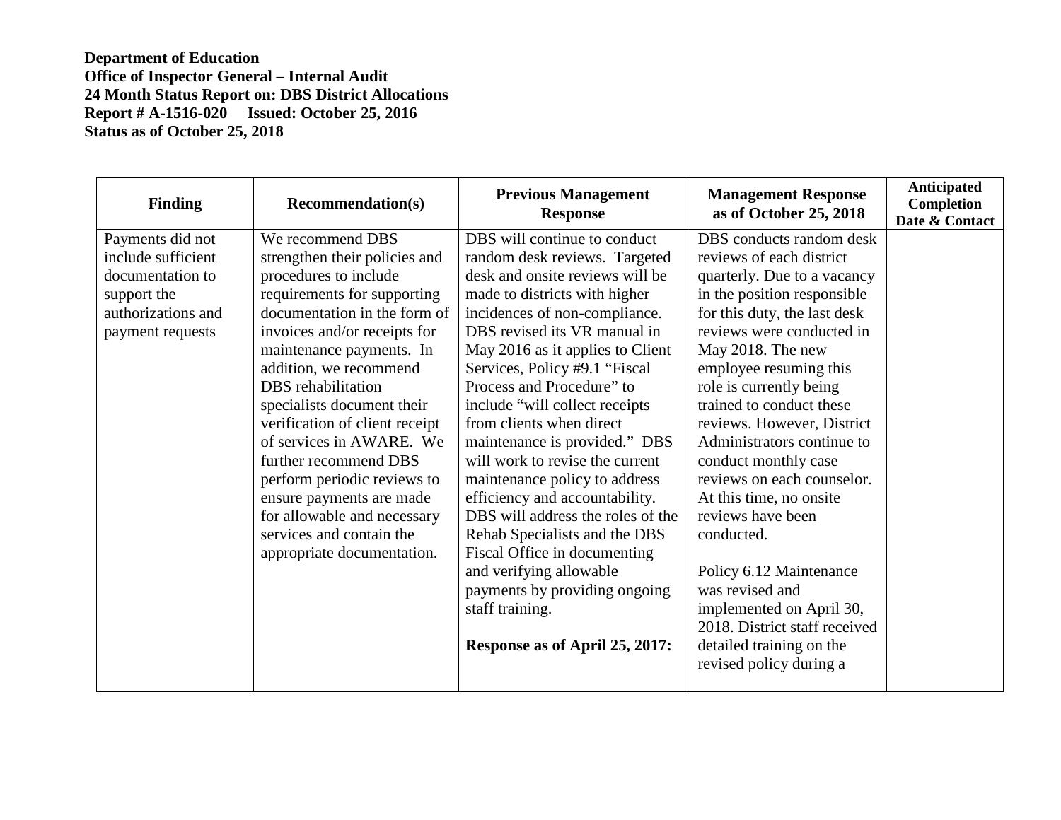**Department of Education**
**Office of Inspector General – Internal Audit**
**24 Month Status Report on: DBS District Allocations**
**Report # A-1516-020 Issued: October 25, 2016**
**Status as of October 25, 2018**

| Finding | Recommendation(s) | Previous Management Response | Management Response as of October 25, 2018 | Anticipated Completion Date & Contact |
|---|---|---|---|---|
| Payments did not include sufficient documentation to support the authorizations and payment requests | We recommend DBS strengthen their policies and procedures to include requirements for supporting documentation in the form of invoices and/or receipts for maintenance payments. In addition, we recommend DBS rehabilitation specialists document their verification of client receipt of services in AWARE. We further recommend DBS perform periodic reviews to ensure payments are made for allowable and necessary services and contain the appropriate documentation. | DBS will continue to conduct random desk reviews. Targeted desk and onsite reviews will be made to districts with higher incidences of non-compliance. DBS revised its VR manual in May 2016 as it applies to Client Services, Policy #9.1 "Fiscal Process and Procedure" to include "will collect receipts from clients when direct maintenance is provided." DBS will work to revise the current maintenance policy to address efficiency and accountability. DBS will address the roles of the Rehab Specialists and the DBS Fiscal Office in documenting and verifying allowable payments by providing ongoing staff training.<br><br>**Response as of April 25, 2017:** | DBS conducts random desk reviews of each district quarterly. Due to a vacancy in the position responsible for this duty, the last desk reviews were conducted in May 2018. The new employee resuming this role is currently being trained to conduct these reviews. However, District Administrators continue to conduct monthly case reviews on each counselor. At this time, no onsite reviews have been conducted.<br><br>Policy 6.12 Maintenance was revised and implemented on April 30, 2018. District staff received detailed training on the revised policy during a | |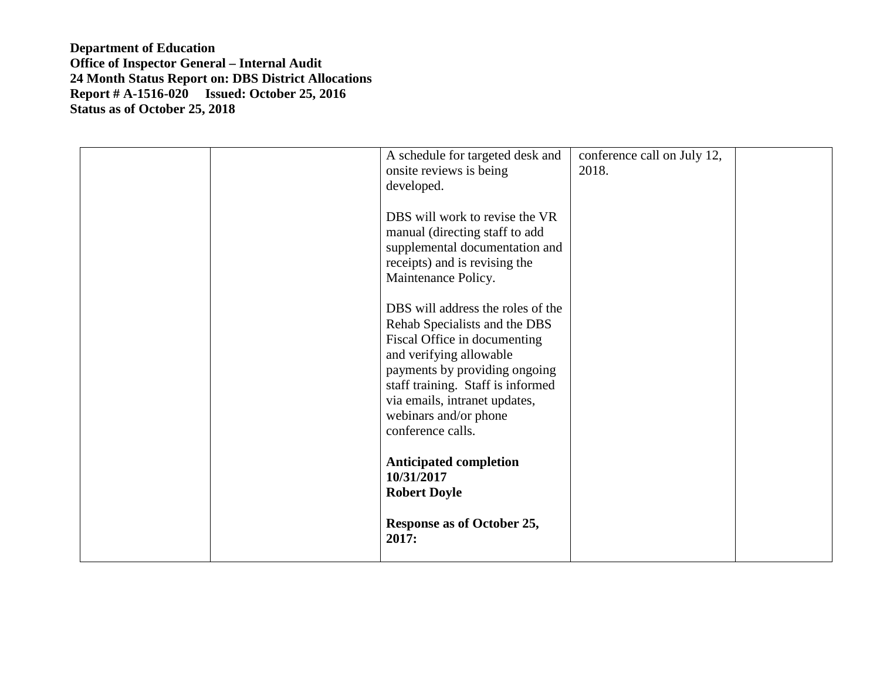| | | | | |
|---|---|---|---|---|
| | | A schedule for targeted desk and onsite reviews is being developed.<br><br>DBS will work to revise the VR manual (directing staff to add supplemental documentation and receipts) and is revising the Maintenance Policy.<br><br>DBS will address the roles of the Rehab Specialists and the DBS Fiscal Office in documenting and verifying allowable payments by providing ongoing staff training. Staff is informed via emails, intranet updates, webinars and/or phone conference calls.<br><br>**Anticipated completion 10/31/2017**<br>**Robert Doyle**<br><br>**Response as of October 25, 2017:** | conference call on July 12, 2018. | |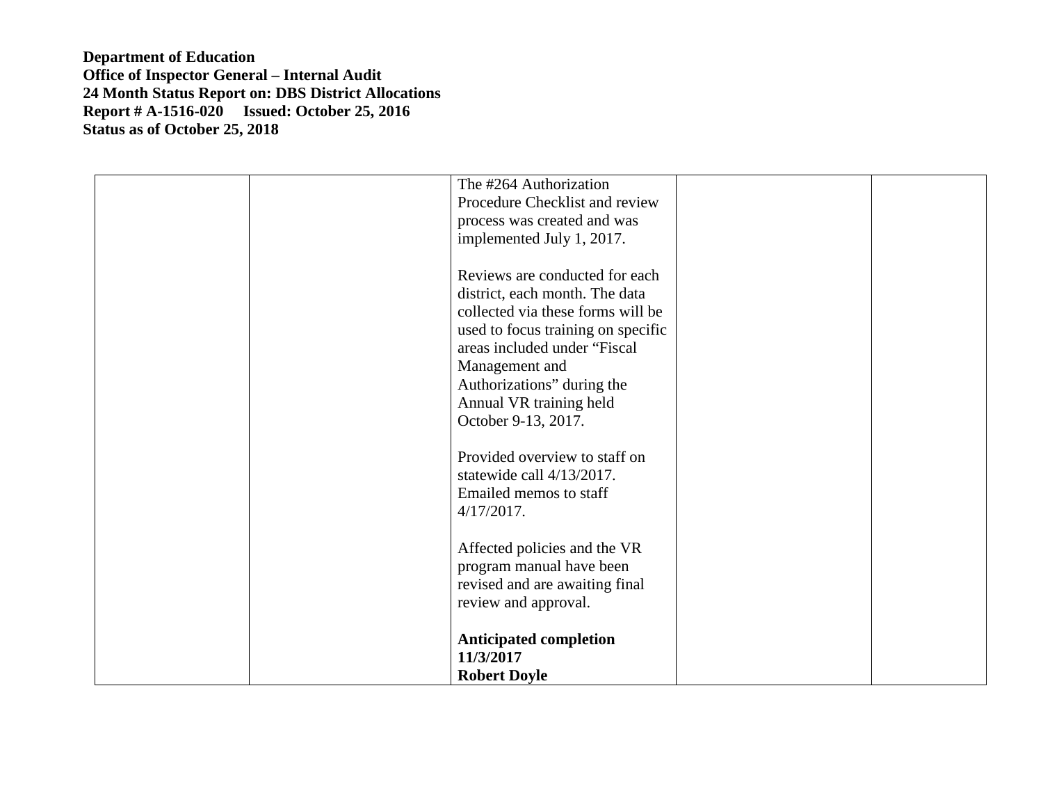**Department of Education**
**Office of Inspector General – Internal Audit**
**24 Month Status Report on: DBS District Allocations**
**Report # A-1516-020 Issued: October 25, 2016**
**Status as of October 25, 2018**

| | | | | |
|---|---|---|---|---|
| | | The #264 Authorization Procedure Checklist and review process was created and was implemented July 1, 2017.<br><br>Reviews are conducted for each district, each month. The data collected via these forms will be used to focus training on specific areas included under "Fiscal Management and Authorizations" during the Annual VR training held October 9-13, 2017.<br><br>Provided overview to staff on statewide call 4/13/2017. Emailed memos to staff 4/17/2017.<br><br>Affected policies and the VR program manual have been revised and are awaiting final review and approval.<br><br>**Anticipated completion 11/3/2017**<br>**Robert Doyle** | | |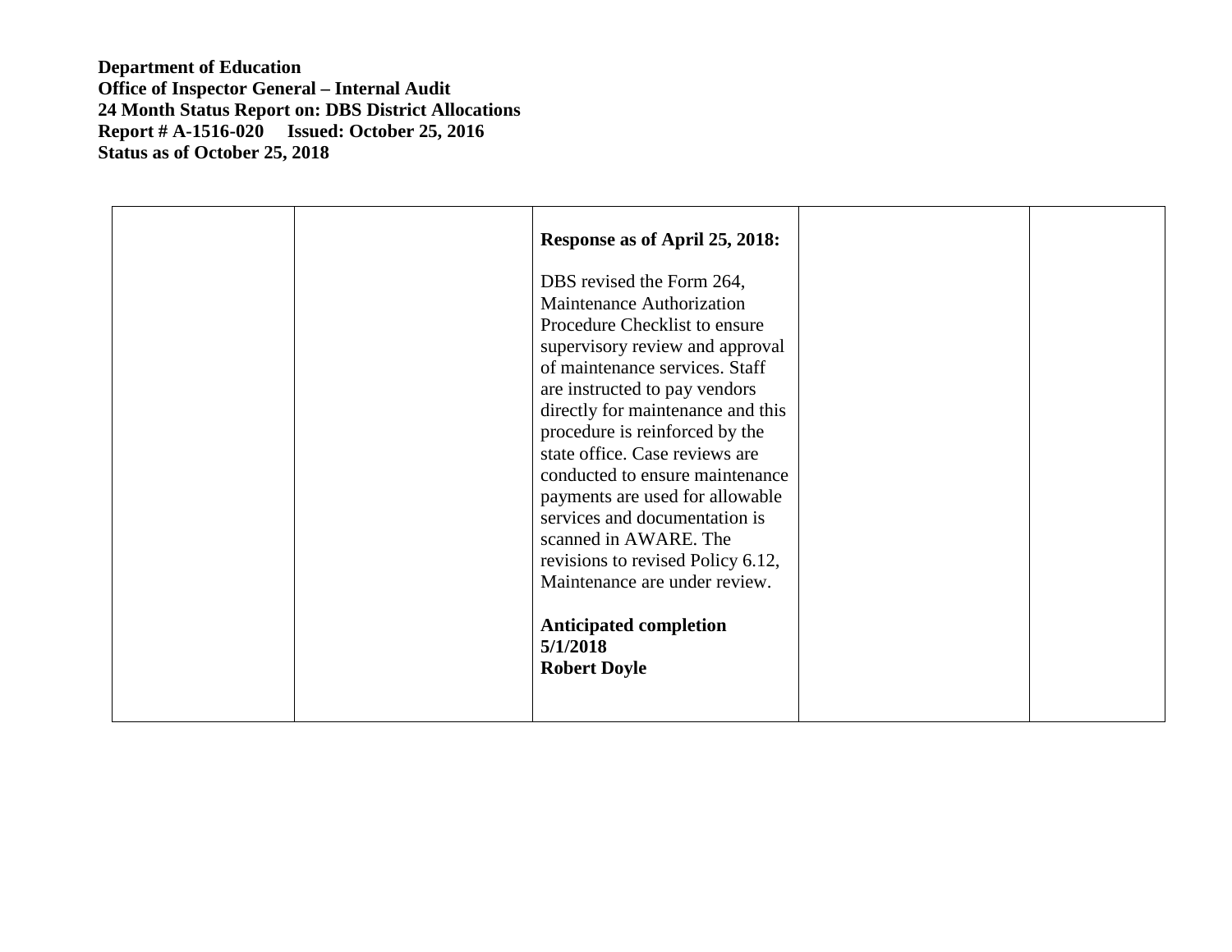**Department of Education**
**Office of Inspector General – Internal Audit**
**24 Month Status Report on: DBS District Allocations**
**Report # A-1516-020 Issued: October 25, 2016**
**Status as of October 25, 2018**

| | | | | |
|---|---|---|---|---|
| | | **Response as of April 25, 2018:**<br><br>DBS revised the Form 264, Maintenance Authorization Procedure Checklist to ensure supervisory review and approval of maintenance services. Staff are instructed to pay vendors directly for maintenance and this procedure is reinforced by the state office. Case reviews are conducted to ensure maintenance payments are used for allowable services and documentation is scanned in AWARE. The revisions to revised Policy 6.12, Maintenance are under review.<br><br>**Anticipated completion 5/1/2018**<br>**Robert Doyle** | | |